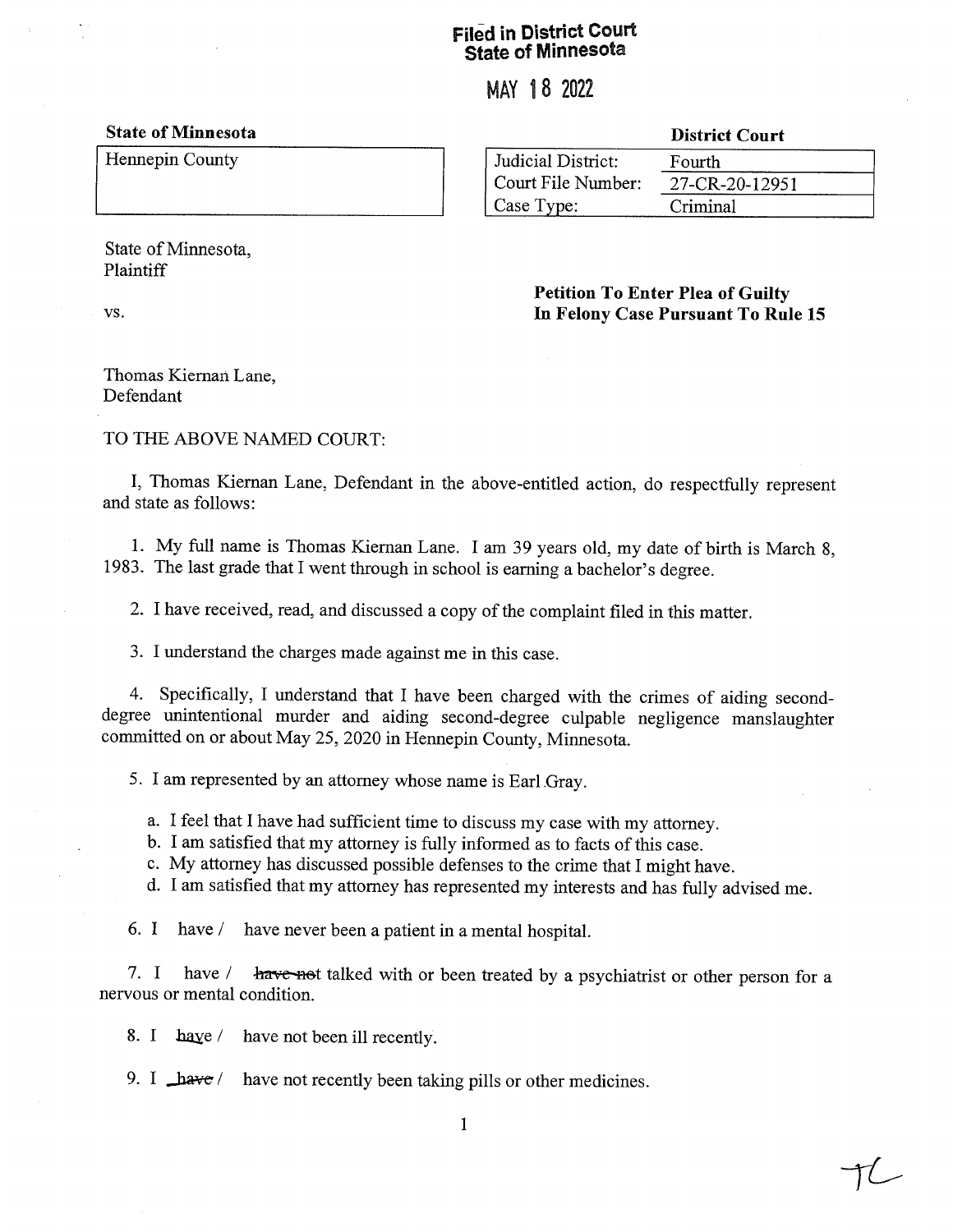**Filed in District Court**
**State of Minnesota**

MAY 18 2022

| | | |
|---|---|---|
| **State of Minnesota** | | **District Court** |
| Hennepin County | Judicial District: | Fourth |
| | Court File Number: | 27-CR-20-12951 |
| | Case Type: | Criminal |

State of Minnesota,
Plaintiff

vs.

Thomas Kiernan Lane,
Defendant

**Petition To Enter Plea of Guilty In Felony Case Pursuant To Rule 15**

TO THE ABOVE NAMED COURT:

I, Thomas Kiernan Lane, Defendant in the above-entitled action, do respectfully represent and state as follows:

1. My full name is Thomas Kiernan Lane. I am 39 years old, my date of birth is March 8, 1983. The last grade that I went through in school is earning a bachelor's degree.

2. I have received, read, and discussed a copy of the complaint filed in this matter.

3. I understand the charges made against me in this case.

4. Specifically, I understand that I have been charged with the crimes of aiding second-degree unintentional murder and aiding second-degree culpable negligence manslaughter committed on or about May 25, 2020 in Hennepin County, Minnesota.

5. I am represented by an attorney whose name is Earl Gray.

   a. I feel that I have had sufficient time to discuss my case with my attorney.
   b. I am satisfied that my attorney is fully informed as to facts of this case.
   c. My attorney has discussed possible defenses to the crime that I might have.
   d. I am satisfied that my attorney has represented my interests and has fully advised me.

6. I have / have never been a patient in a mental hospital.

7. I have / ~~have not~~ talked with or been treated by a psychiatrist or other person for a nervous or mental condition.

8. I ~~have~~ / have not been ill recently.

9. I ~~have~~ / have not recently been taking pills or other medicines.

TL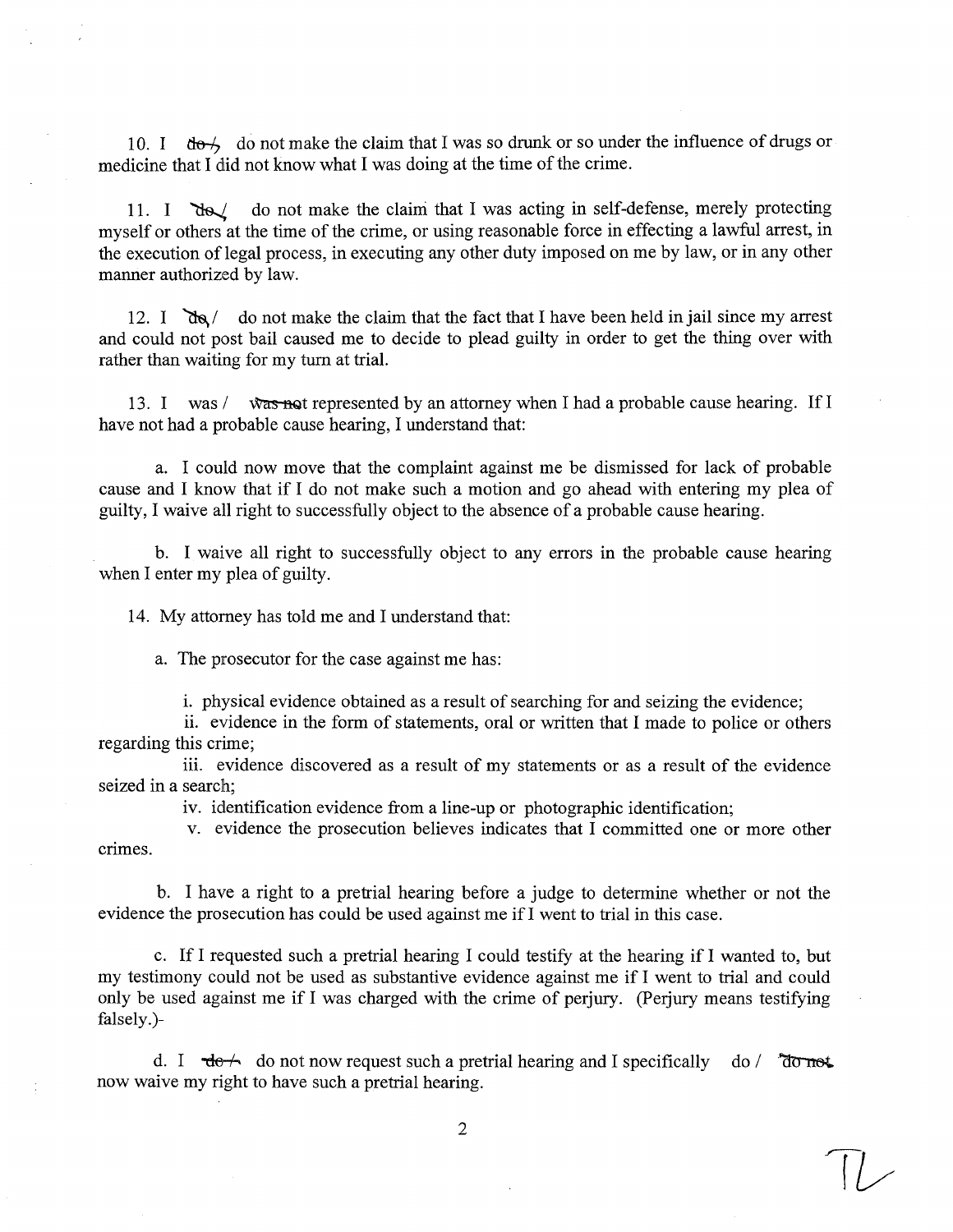10. I ~~do~~ / do not make the claim that I was so drunk or so under the influence of drugs or medicine that I did not know what I was doing at the time of the crime.

11. I ~~do~~ / do not make the claim that I was acting in self-defense, merely protecting myself or others at the time of the crime, or using reasonable force in effecting a lawful arrest, in the execution of legal process, in executing any other duty imposed on me by law, or in any other manner authorized by law.

12. I ~~do~~ / do not make the claim that the fact that I have been held in jail since my arrest and could not post bail caused me to decide to plead guilty in order to get the thing over with rather than waiting for my turn at trial.

13. I was / ~~was not~~ represented by an attorney when I had a probable cause hearing. If I have not had a probable cause hearing, I understand that:

a. I could now move that the complaint against me be dismissed for lack of probable cause and I know that if I do not make such a motion and go ahead with entering my plea of guilty, I waive all right to successfully object to the absence of a probable cause hearing.

b. I waive all right to successfully object to any errors in the probable cause hearing when I enter my plea of guilty.

14. My attorney has told me and I understand that:

a. The prosecutor for the case against me has:

i. physical evidence obtained as a result of searching for and seizing the evidence;

ii. evidence in the form of statements, oral or written that I made to police or others regarding this crime;

iii. evidence discovered as a result of my statements or as a result of the evidence seized in a search;

iv. identification evidence from a line-up or photographic identification;

v. evidence the prosecution believes indicates that I committed one or more other crimes.

b. I have a right to a pretrial hearing before a judge to determine whether or not the evidence the prosecution has could be used against me if I went to trial in this case.

c. If I requested such a pretrial hearing I could testify at the hearing if I wanted to, but my testimony could not be used as substantive evidence against me if I went to trial and could only be used against me if I was charged with the crime of perjury. (Perjury means testifying falsely.)-

d. I ~~do~~ / do not now request such a pretrial hearing and I specifically do / ~~do not~~ now waive my right to have such a pretrial hearing.

TL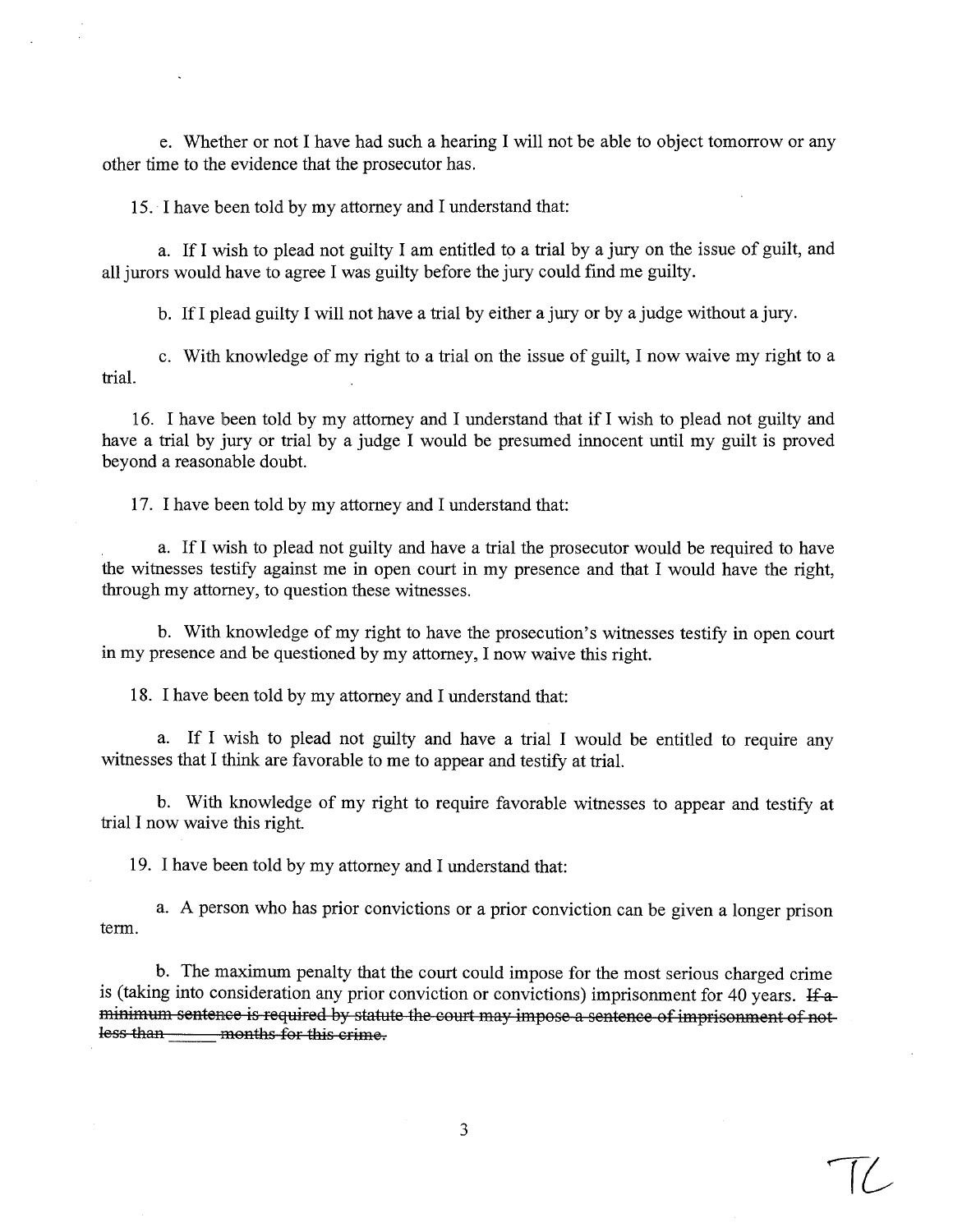e. Whether or not I have had such a hearing I will not be able to object tomorrow or any other time to the evidence that the prosecutor has.

15. I have been told by my attorney and I understand that:

a. If I wish to plead not guilty I am entitled to a trial by a jury on the issue of guilt, and all jurors would have to agree I was guilty before the jury could find me guilty.

b. If I plead guilty I will not have a trial by either a jury or by a judge without a jury.

c. With knowledge of my right to a trial on the issue of guilt, I now waive my right to a trial.

16. I have been told by my attorney and I understand that if I wish to plead not guilty and have a trial by jury or trial by a judge I would be presumed innocent until my guilt is proved beyond a reasonable doubt.

17. I have been told by my attorney and I understand that:

a. If I wish to plead not guilty and have a trial the prosecutor would be required to have the witnesses testify against me in open court in my presence and that I would have the right, through my attorney, to question these witnesses.

b. With knowledge of my right to have the prosecution's witnesses testify in open court in my presence and be questioned by my attorney, I now waive this right.

18. I have been told by my attorney and I understand that:

a. If I wish to plead not guilty and have a trial I would be entitled to require any witnesses that I think are favorable to me to appear and testify at trial.

b. With knowledge of my right to require favorable witnesses to appear and testify at trial I now waive this right.

19. I have been told by my attorney and I understand that:

a. A person who has prior convictions or a prior conviction can be given a longer prison term.

b. The maximum penalty that the court could impose for the most serious charged crime is (taking into consideration any prior conviction or convictions) imprisonment for 40 years. ~~If a minimum sentence is required by statute the court may impose a sentence of imprisonment of not less than \_\_\_\_\_ months for this crime.~~

TL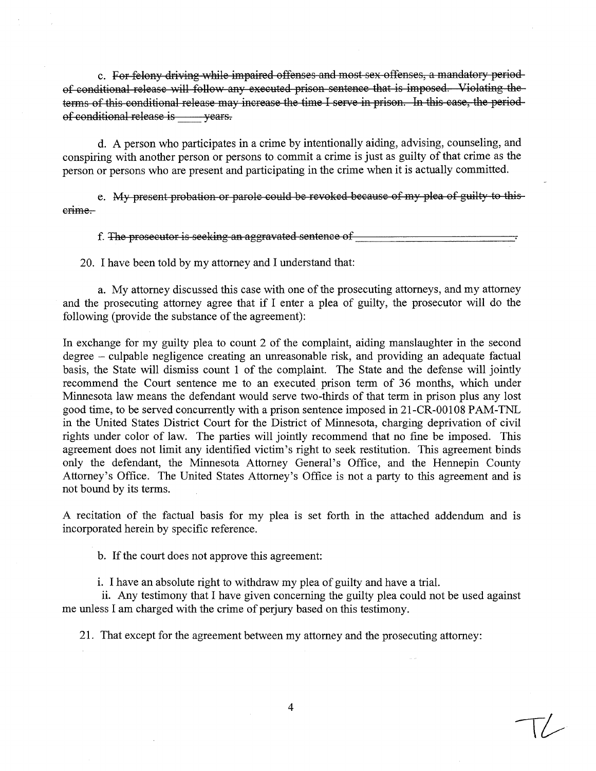c. ~~For felony driving while impaired offenses and most sex offenses, a mandatory period of conditional release will follow any executed prison sentence that is imposed. Violating the terms of this conditional release may increase the time I serve in prison. In this case, the period of conditional release is \_\_\_\_ years.~~

d. A person who participates in a crime by intentionally aiding, advising, counseling, and conspiring with another person or persons to commit a crime is just as guilty of that crime as the person or persons who are present and participating in the crime when it is actually committed.

e. ~~My present probation or parole could be revoked because of my plea of guilty to this crime.~~

f. ~~The prosecutor is seeking an aggravated sentence of \_\_\_\_\_\_\_\_\_\_\_\_\_\_\_\_\_\_\_\_\_\_\_\_\_\_.~~

20. I have been told by my attorney and I understand that:

a. My attorney discussed this case with one of the prosecuting attorneys, and my attorney and the prosecuting attorney agree that if I enter a plea of guilty, the prosecutor will do the following (provide the substance of the agreement):

In exchange for my guilty plea to count 2 of the complaint, aiding manslaughter in the second degree – culpable negligence creating an unreasonable risk, and providing an adequate factual basis, the State will dismiss count 1 of the complaint. The State and the defense will jointly recommend the Court sentence me to an executed prison term of 36 months, which under Minnesota law means the defendant would serve two-thirds of that term in prison plus any lost good time, to be served concurrently with a prison sentence imposed in 21-CR-00108 PAM-TNL in the United States District Court for the District of Minnesota, charging deprivation of civil rights under color of law. The parties will jointly recommend that no fine be imposed. This agreement does not limit any identified victim's right to seek restitution. This agreement binds only the defendant, the Minnesota Attorney General's Office, and the Hennepin County Attorney's Office. The United States Attorney's Office is not a party to this agreement and is not bound by its terms.

A recitation of the factual basis for my plea is set forth in the attached addendum and is incorporated herein by specific reference.

b. If the court does not approve this agreement:

i. I have an absolute right to withdraw my plea of guilty and have a trial.

ii. Any testimony that I have given concerning the guilty plea could not be used against me unless I am charged with the crime of perjury based on this testimony.

21. That except for the agreement between my attorney and the prosecuting attorney:

TL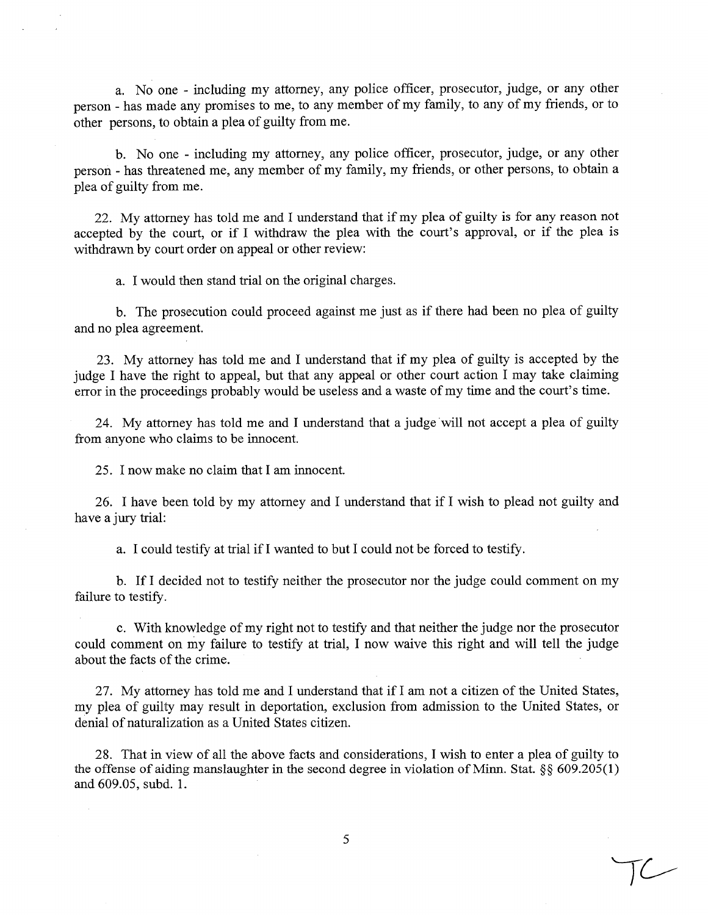a. No one - including my attorney, any police officer, prosecutor, judge, or any other person - has made any promises to me, to any member of my family, to any of my friends, or to other persons, to obtain a plea of guilty from me.

b. No one - including my attorney, any police officer, prosecutor, judge, or any other person - has threatened me, any member of my family, my friends, or other persons, to obtain a plea of guilty from me.

22. My attorney has told me and I understand that if my plea of guilty is for any reason not accepted by the court, or if I withdraw the plea with the court's approval, or if the plea is withdrawn by court order on appeal or other review:

a. I would then stand trial on the original charges.

b. The prosecution could proceed against me just as if there had been no plea of guilty and no plea agreement.

23. My attorney has told me and I understand that if my plea of guilty is accepted by the judge I have the right to appeal, but that any appeal or other court action I may take claiming error in the proceedings probably would be useless and a waste of my time and the court's time.

24. My attorney has told me and I understand that a judge will not accept a plea of guilty from anyone who claims to be innocent.

25. I now make no claim that I am innocent.

26. I have been told by my attorney and I understand that if I wish to plead not guilty and have a jury trial:

a. I could testify at trial if I wanted to but I could not be forced to testify.

b. If I decided not to testify neither the prosecutor nor the judge could comment on my failure to testify.

c. With knowledge of my right not to testify and that neither the judge nor the prosecutor could comment on my failure to testify at trial, I now waive this right and will tell the judge about the facts of the crime.

27. My attorney has told me and I understand that if I am not a citizen of the United States, my plea of guilty may result in deportation, exclusion from admission to the United States, or denial of naturalization as a United States citizen.

28. That in view of all the above facts and considerations, I wish to enter a plea of guilty to the offense of aiding manslaughter in the second degree in violation of Minn. Stat. §§ 609.205(1) and 609.05, subd. 1.

TC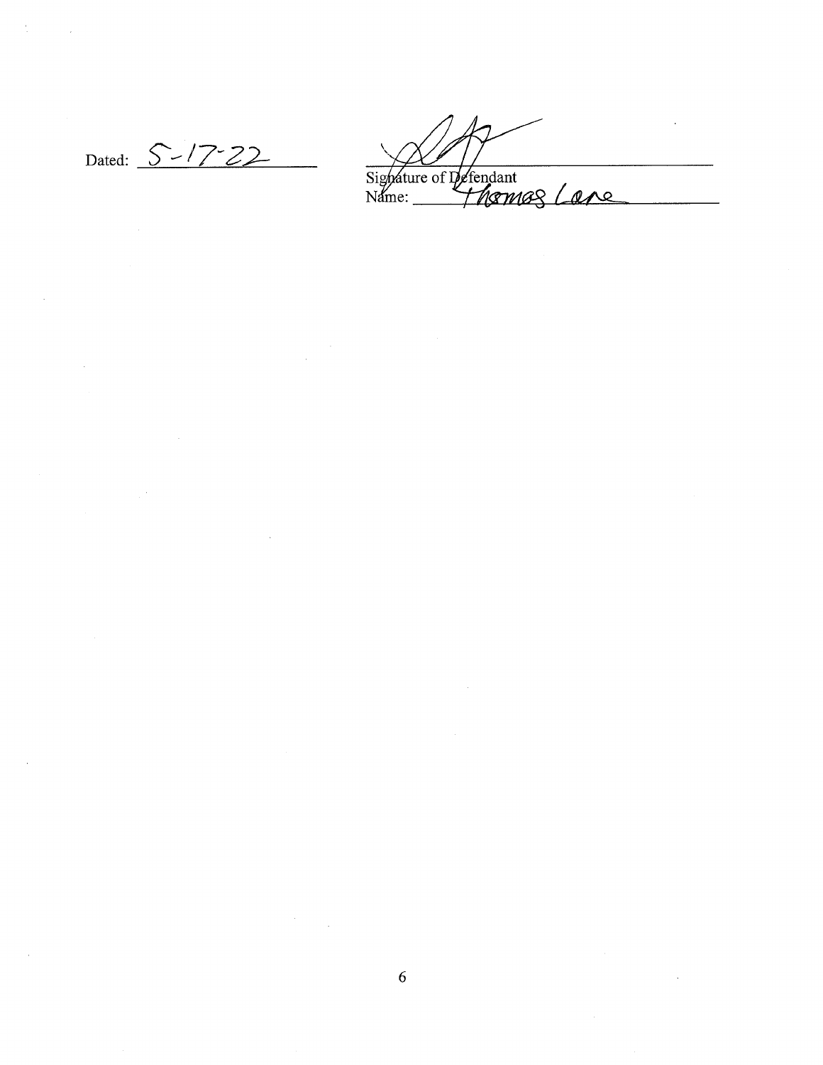Dated: 5-17-22

Signature of Defendant

Name: Thomas Lane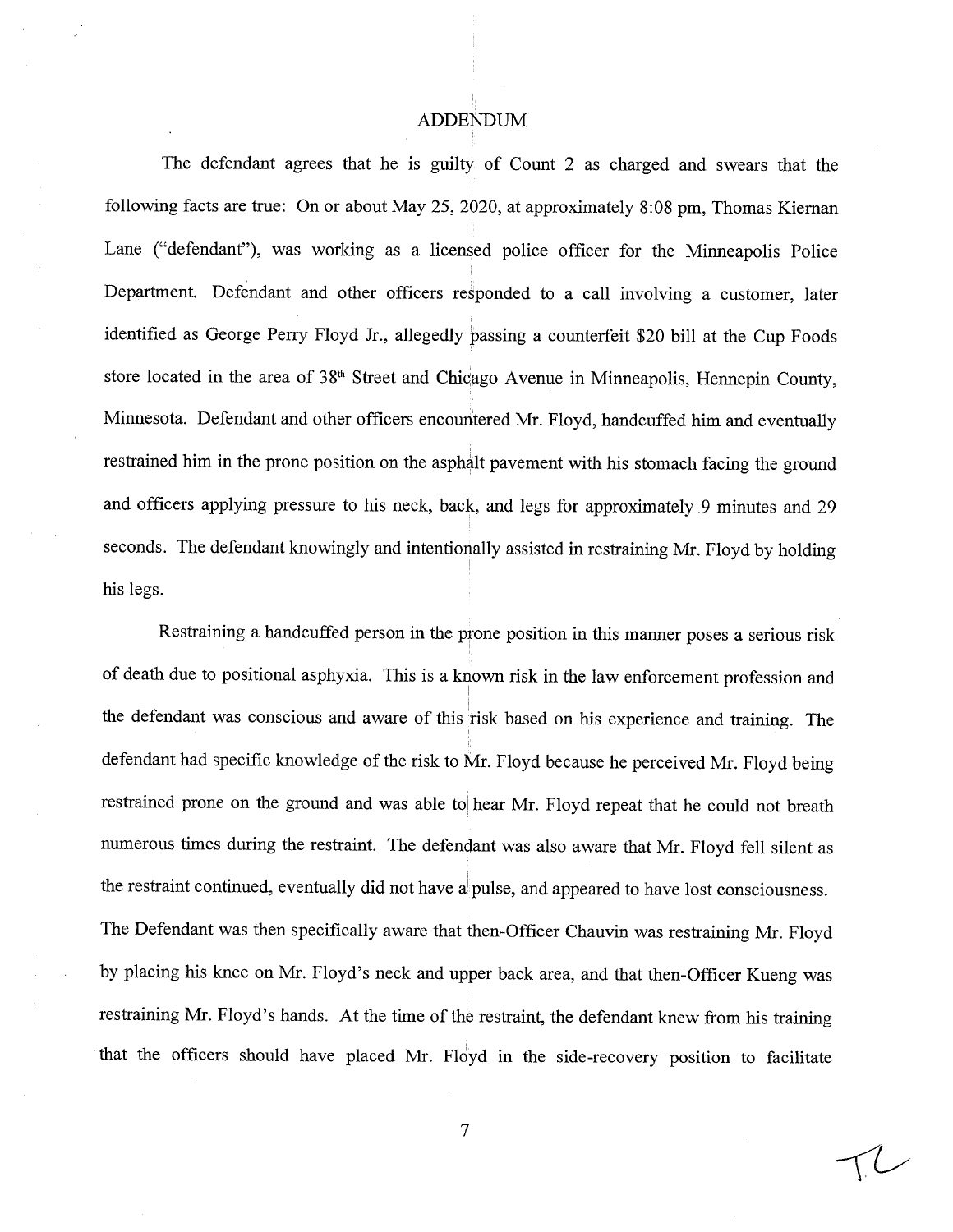# ADDENDUM

The defendant agrees that he is guilty of Count 2 as charged and swears that the following facts are true: On or about May 25, 2020, at approximately 8:08 pm, Thomas Kiernan Lane ("defendant"), was working as a licensed police officer for the Minneapolis Police Department. Defendant and other officers responded to a call involving a customer, later identified as George Perry Floyd Jr., allegedly passing a counterfeit $20 bill at the Cup Foods store located in the area of 38th Street and Chicago Avenue in Minneapolis, Hennepin County, Minnesota. Defendant and other officers encountered Mr. Floyd, handcuffed him and eventually restrained him in the prone position on the asphalt pavement with his stomach facing the ground and officers applying pressure to his neck, back, and legs for approximately 9 minutes and 29 seconds. The defendant knowingly and intentionally assisted in restraining Mr. Floyd by holding his legs.

Restraining a handcuffed person in the prone position in this manner poses a serious risk of death due to positional asphyxia. This is a known risk in the law enforcement profession and the defendant was conscious and aware of this risk based on his experience and training. The defendant had specific knowledge of the risk to Mr. Floyd because he perceived Mr. Floyd being restrained prone on the ground and was able to hear Mr. Floyd repeat that he could not breath numerous times during the restraint. The defendant was also aware that Mr. Floyd fell silent as the restraint continued, eventually did not have a pulse, and appeared to have lost consciousness. The Defendant was then specifically aware that then-Officer Chauvin was restraining Mr. Floyd by placing his knee on Mr. Floyd's neck and upper back area, and that then-Officer Kueng was restraining Mr. Floyd's hands. At the time of the restraint, the defendant knew from his training that the officers should have placed Mr. Floyd in the side-recovery position to facilitate

TL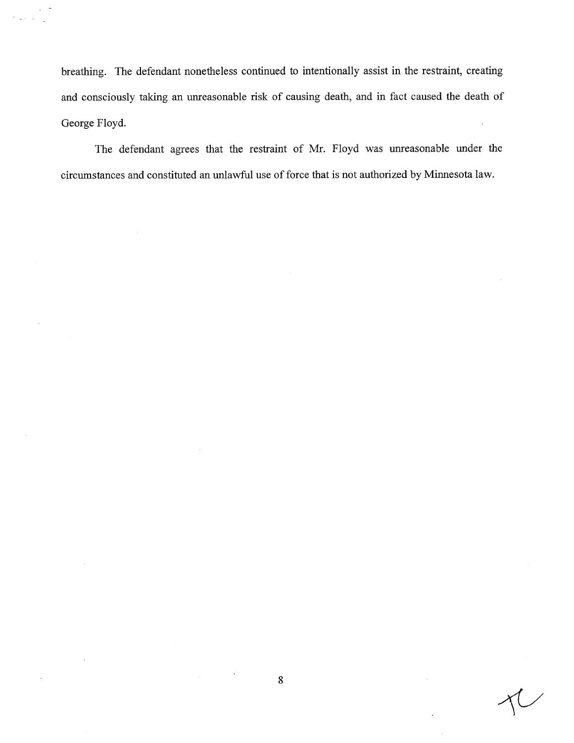breathing. The defendant nonetheless continued to intentionally assist in the restraint, creating and consciously taking an unreasonable risk of causing death, and in fact caused the death of George Floyd.

The defendant agrees that the restraint of Mr. Floyd was unreasonable under the circumstances and constituted an unlawful use of force that is not authorized by Minnesota law.